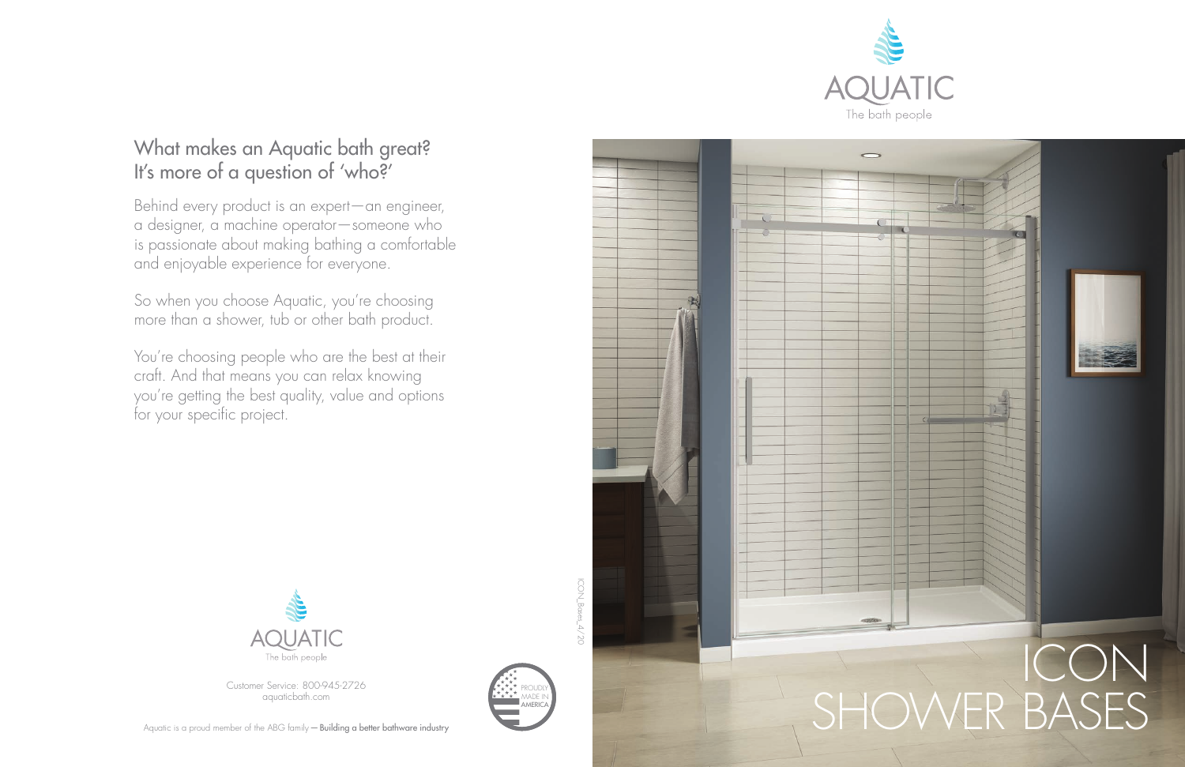AQUATIC

The bath people

## What makes an Aquatic bath great? It's more of a question of 'who?'

Behind every product is an expert—an engineer, a designer, a machine operator—someone who is passionate about making bathing a comfortable and enjoyable experience for everyone.

So when you choose Aquatic, you're choosing more than a shower, tub or other bath product.

You're choosing people who are the best at their craft. And that means you can relax knowing you're getting the best quality, value and options for your specific project.

AQUATIC

The bath people

Customer Service: 800-945-2726
aquaticbath.com

PROUDLY MADE IN AMERICA

Aquatic is a proud member of the ABG family — **Building a better bathware industry**

ICON_Bases_4/20

# ICON SHOWER BASES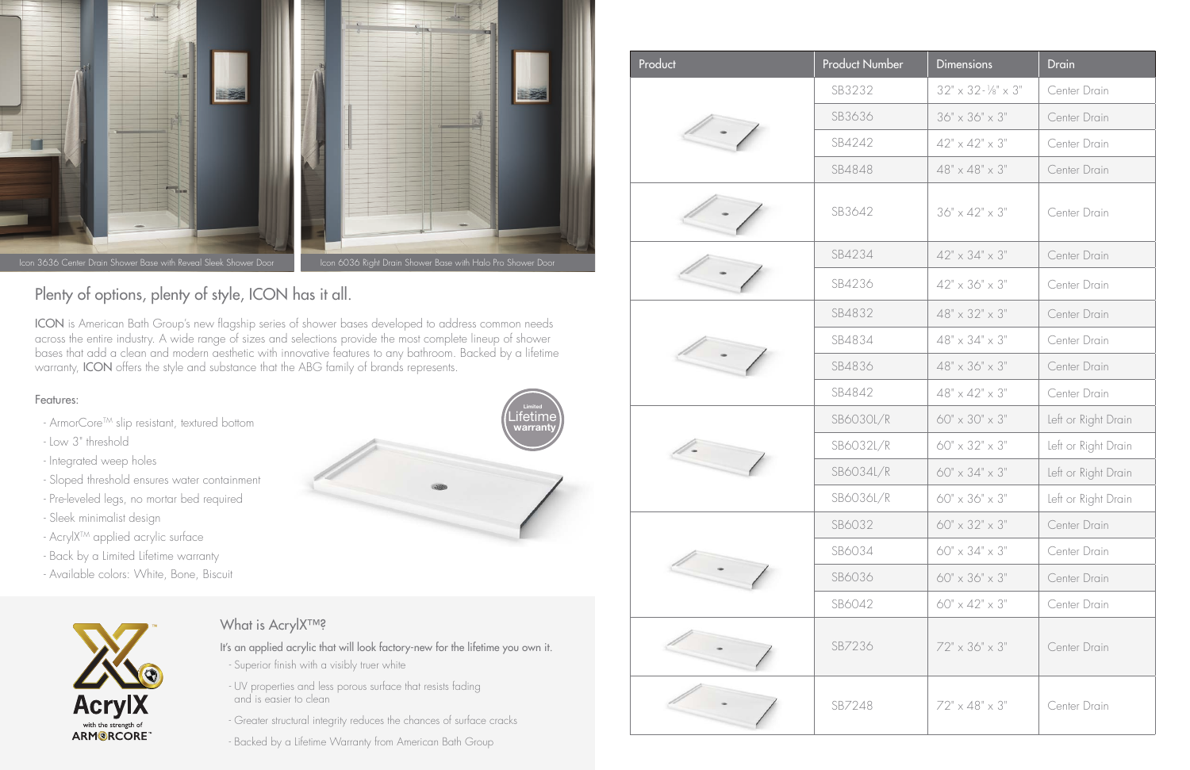Icon 3636 Center Drain Shower Base with Reveal Sleek Shower Door

Icon 6036 Right Drain Shower Base with Halo Pro Shower Door

## Plenty of options, plenty of style, ICON has it all.

**ICON** is American Bath Group's new flagship series of shower bases developed to address common needs across the entire industry. A wide range of sizes and selections provide the most complete lineup of shower bases that add a clean and modern aesthetic with innovative features to any bathroom. Backed by a lifetime warranty, **ICON** offers the style and substance that the ABG family of brands represents.

Features:

- ArmorCore™ slip resistant, textured bottom
- Low 3" threshold
- Integrated weep holes
- Sloped threshold ensures water containment
- Pre-leveled legs, no mortar bed required
- Sleek minimalist design
- AcrylX™ applied acrylic surface
- Back by a Limited Lifetime warranty
- Available colors: White, Bone, Biscuit

Limited Lifetime warranty

### What is AcrylX™?

It's an applied acrylic that will look factory-new for the lifetime you own it.

- Superior finish with a visibly truer white
- UV properties and less porous surface that resists fading and is easier to clean
- Greater structural integrity reduces the chances of surface cracks
- Backed by a Lifetime Warranty from American Bath Group

AcrylX with the strength of ARMORCORE

| Product | Product Number | Dimensions | Drain |
|---|---|---|---|
| | SB3232 | 32" x 32-⅛" x 3" | Center Drain |
| | SB3636 | 36" x 36" x 3" | Center Drain |
| | SB4242 | 42" x 42" x 3" | Center Drain |
| | SB4848 | 48" x 48" x 3" | Center Drain |
| | SB3642 | 36" x 42" x 3" | Center Drain |
| | SB4234 | 42" x 34" x 3" | Center Drain |
| | SB4236 | 42" x 36" x 3" | Center Drain |
| | SB4832 | 48" x 32" x 3" | Center Drain |
| | SB4834 | 48" x 34" x 3" | Center Drain |
| | SB4836 | 48" x 36" x 3" | Center Drain |
| | SB4842 | 48" x 42" x 3" | Center Drain |
| | SB6030L/R | 60" x 30" x 3" | Left or Right Drain |
| | SB6032L/R | 60" x 32" x 3" | Left or Right Drain |
| | SB6034L/R | 60" x 34" x 3" | Left or Right Drain |
| | SB6036L/R | 60" x 36" x 3" | Left or Right Drain |
| | SB6032 | 60" x 32" x 3" | Center Drain |
| | SB6034 | 60" x 34" x 3" | Center Drain |
| | SB6036 | 60" x 36" x 3" | Center Drain |
| | SB6042 | 60" x 42" x 3" | Center Drain |
| | SB7236 | 72" x 36" x 3" | Center Drain |
| | SB7248 | 72" x 48" x 3" | Center Drain |